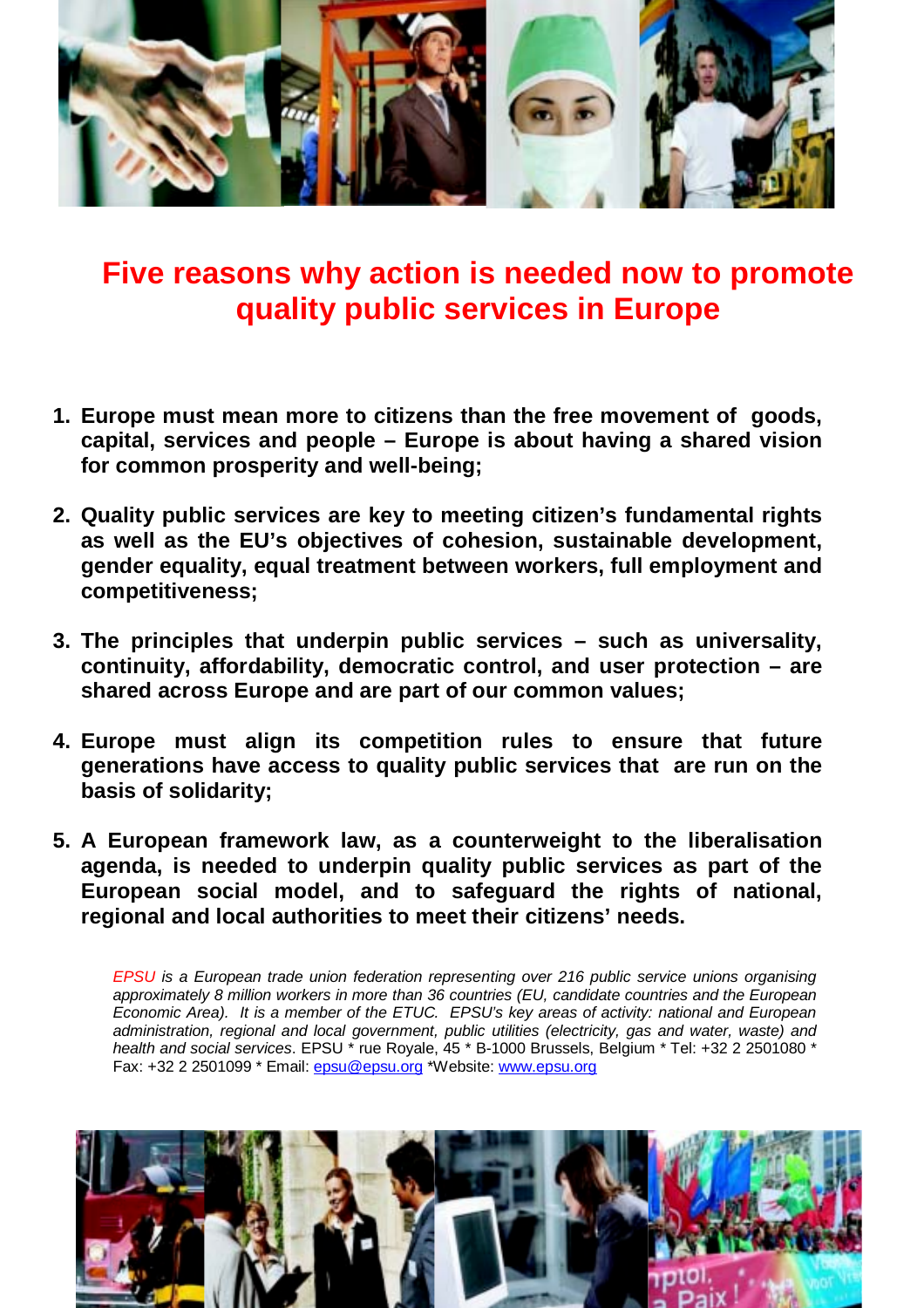# Five reasons why action is needed now to promote quality public services in Europe

1. **Europe must mean more to citizens than the free movement of goods, capital, services and people – Europe is about having a shared vision for common prosperity and well-being;**

2. **Quality public services are key to meeting citizen's fundamental rights as well as the EU's objectives of cohesion, sustainable development, gender equality, equal treatment between workers, full employment and competitiveness;**

3. **The principles that underpin public services – such as universality, continuity, affordability, democratic control, and user protection – are shared across Europe and are part of our common values;**

4. **Europe must align its competition rules to ensure that future generations have access to quality public services that are run on the basis of solidarity;**

5. **A European framework law, as a counterweight to the liberalisation agenda, is needed to underpin quality public services as part of the European social model, and to safeguard the rights of national, regional and local authorities to meet their citizens' needs.**

*EPSU is a European trade union federation representing over 216 public service unions organising approximately 8 million workers in more than 36 countries (EU, candidate countries and the European Economic Area). It is a member of the ETUC. EPSU's key areas of activity: national and European administration, regional and local government, public utilities (electricity, gas and water, waste) and health and social services*. EPSU * rue Royale, 45 * B-1000 Brussels, Belgium * Tel: +32 2 2501080 * Fax: +32 2 2501099 * Email: epsu@epsu.org *Website: www.epsu.org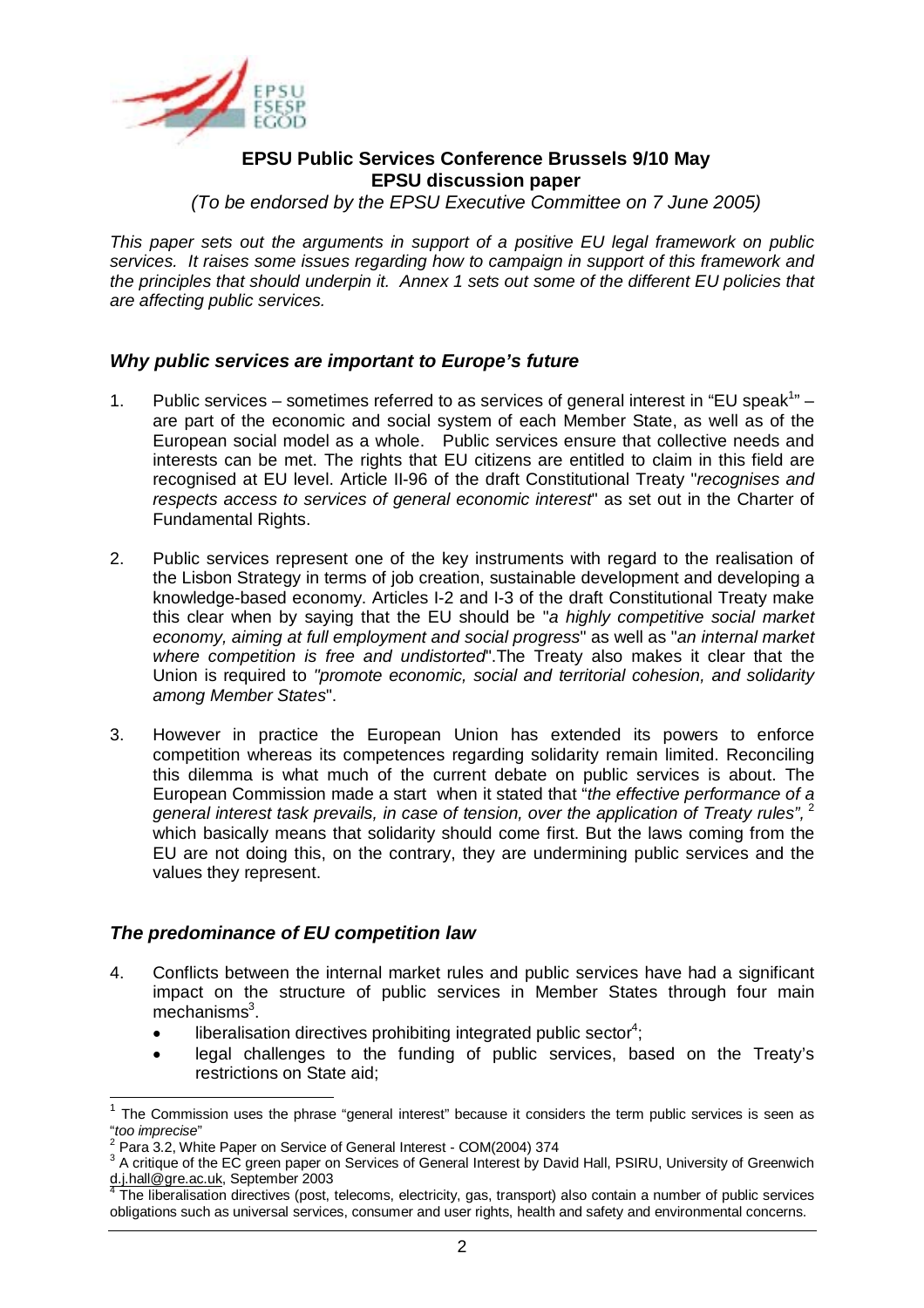**EPSU Public Services Conference Brussels 9/10 May**
**EPSU discussion paper**

*(To be endorsed by the EPSU Executive Committee on 7 June 2005)*

*This paper sets out the arguments in support of a positive EU legal framework on public services. It raises some issues regarding how to campaign in support of this framework and the principles that should underpin it. Annex 1 sets out some of the different EU policies that are affecting public services.*

### *Why public services are important to Europe's future*

1. Public services – sometimes referred to as services of general interest in "EU speak[1]" – are part of the economic and social system of each Member State, as well as of the European social model as a whole. Public services ensure that collective needs and interests can be met. The rights that EU citizens are entitled to claim in this field are recognised at EU level. Article II-96 of the draft Constitutional Treaty "*recognises and respects access to services of general economic interest*" as set out in the Charter of Fundamental Rights.

2. Public services represent one of the key instruments with regard to the realisation of the Lisbon Strategy in terms of job creation, sustainable development and developing a knowledge-based economy. Articles I-2 and I-3 of the draft Constitutional Treaty make this clear when by saying that the EU should be "*a highly competitive social market economy, aiming at full employment and social progress*" as well as "*an internal market where competition is free and undistorted*".The Treaty also makes it clear that the Union is required to *"promote economic, social and territorial cohesion, and solidarity among Member States*".

3. However in practice the European Union has extended its powers to enforce competition whereas its competences regarding solidarity remain limited. Reconciling this dilemma is what much of the current debate on public services is about. The European Commission made a start when it stated that "*the effective performance of a general interest task prevails, in case of tension, over the application of Treaty rules",* [2] which basically means that solidarity should come first. But the laws coming from the EU are not doing this, on the contrary, they are undermining public services and the values they represent.

### *The predominance of EU competition law*

4. Conflicts between the internal market rules and public services have had a significant impact on the structure of public services in Member States through four main mechanisms[3].
   - liberalisation directives prohibiting integrated public sector[4];
   - legal challenges to the funding of public services, based on the Treaty's restrictions on State aid;

---

[1] The Commission uses the phrase "general interest" because it considers the term public services is seen as "*too imprecise*"

[2] Para 3.2, White Paper on Service of General Interest - COM(2004) 374

[3] A critique of the EC green paper on Services of General Interest by David Hall, PSIRU, University of Greenwich d.j.hall@gre.ac.uk, September 2003

[4] The liberalisation directives (post, telecoms, electricity, gas, transport) also contain a number of public services obligations such as universal services, consumer and user rights, health and safety and environmental concerns.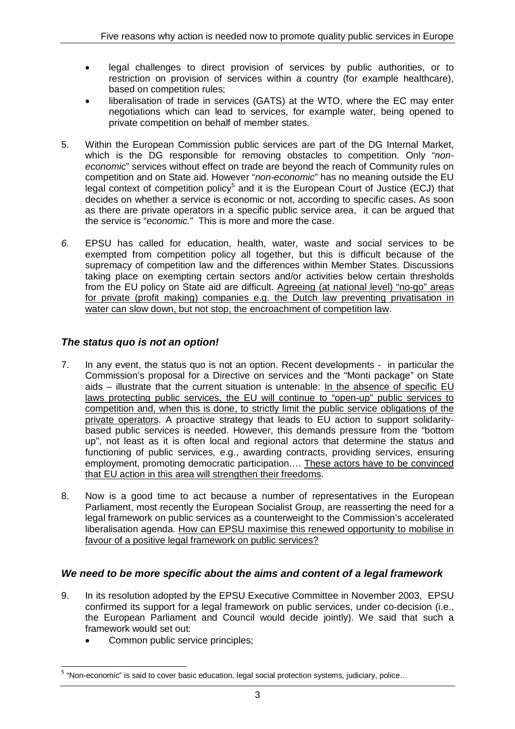- legal challenges to direct provision of services by public authorities, or to restriction on provision of services within a country (for example healthcare), based on competition rules;
- liberalisation of trade in services (GATS) at the WTO, where the EC may enter negotiations which can lead to services, for example water, being opened to private competition on behalf of member states.

5. Within the European Commission public services are part of the DG Internal Market, which is the DG responsible for removing obstacles to competition. Only "*non-economic*" services without effect on trade are beyond the reach of Community rules on competition and on State aid. However "*non-economic*" has no meaning outside the EU legal context of competition policy[5] and it is the European Court of Justice (ECJ) that decides on whether a service is economic or not, according to specific cases. As soon as there are private operators in a specific public service area, it can be argued that the service is "*economic.*" This is more and more the case.

6. EPSU has called for education, health, water, waste and social services to be exempted from competition policy all together, but this is difficult because of the supremacy of competition law and the differences within Member States. Discussions taking place on exempting certain sectors and/or activities below certain thresholds from the EU policy on State aid are difficult. <u>Agreeing (at national level) "no-go" areas for private (profit making) companies e.g. the Dutch law preventing privatisation in water can slow down, but not stop, the encroachment of competition law</u>.

### *The status quo is not an option!*

7. In any event, the status quo is not an option. Recent developments - in particular the Commission's proposal for a Directive on services and the "Monti package" on State aids – illustrate that the current situation is untenable: <u>In the absence of specific EU laws protecting public services, the EU will continue to "open-up" public services to competition and, when this is done, to strictly limit the public service obligations of the private operators</u>. A proactive strategy that leads to EU action to support solidarity-based public services is needed. However, this demands pressure from the "bottom up", not least as it is often local and regional actors that determine the status and functioning of public services, e.g., awarding contracts, providing services, ensuring employment, promoting democratic participation…. <u>These actors have to be convinced that EU action in this area will strengthen their freedoms</u>.

8. Now is a good time to act because a number of representatives in the European Parliament, most recently the European Socialist Group, are reasserting the need for a legal framework on public services as a counterweight to the Commission's accelerated liberalisation agenda. <u>How can EPSU maximise this renewed opportunity to mobilise in favour of a positive legal framework on public services?</u>

### *We need to be more specific about the aims and content of a legal framework*

9. In its resolution adopted by the EPSU Executive Committee in November 2003, EPSU confirmed its support for a legal framework on public services, under co-decision (i.e., the European Parliament and Council would decide jointly). We said that such a framework would set out:
   - Common public service principles;

---

[5] "Non-economic" is said to cover basic education, legal social protection systems, judiciary, police…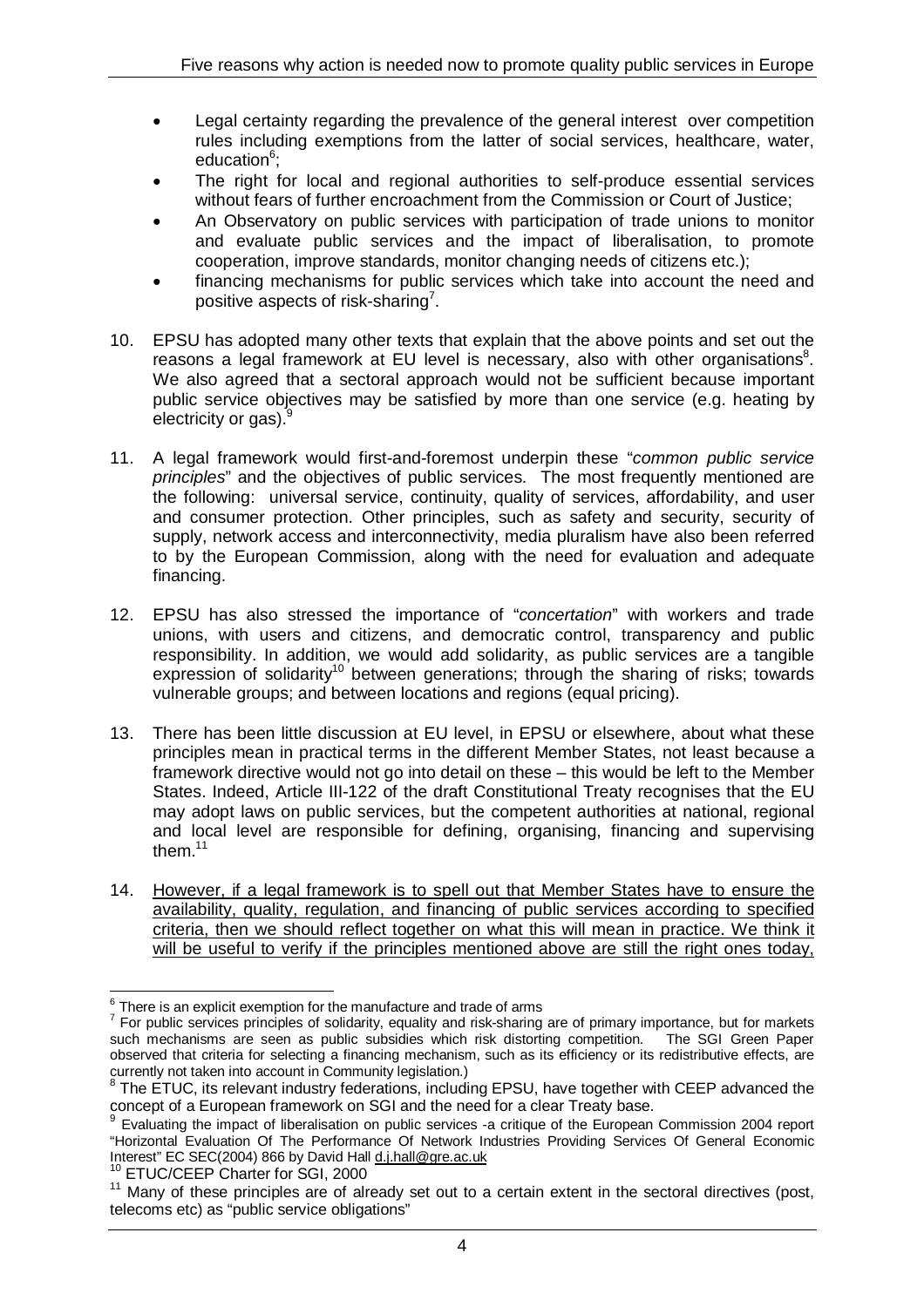- Legal certainty regarding the prevalence of the general interest over competition rules including exemptions from the latter of social services, healthcare, water, education[6];
- The right for local and regional authorities to self-produce essential services without fears of further encroachment from the Commission or Court of Justice;
- An Observatory on public services with participation of trade unions to monitor and evaluate public services and the impact of liberalisation, to promote cooperation, improve standards, monitor changing needs of citizens etc.);
- financing mechanisms for public services which take into account the need and positive aspects of risk-sharing[7].

10. EPSU has adopted many other texts that explain that the above points and set out the reasons a legal framework at EU level is necessary, also with other organisations[8]. We also agreed that a sectoral approach would not be sufficient because important public service objectives may be satisfied by more than one service (e.g. heating by electricity or gas).[9]

11. A legal framework would first-and-foremost underpin these "*common public service principles*" and the objectives of public services. The most frequently mentioned are the following: universal service, continuity, quality of services, affordability, and user and consumer protection. Other principles, such as safety and security, security of supply, network access and interconnectivity, media pluralism have also been referred to by the European Commission, along with the need for evaluation and adequate financing.

12. EPSU has also stressed the importance of "*concertation*" with workers and trade unions, with users and citizens, and democratic control, transparency and public responsibility. In addition, we would add solidarity, as public services are a tangible expression of solidarity[10] between generations; through the sharing of risks; towards vulnerable groups; and between locations and regions (equal pricing).

13. There has been little discussion at EU level, in EPSU or elsewhere, about what these principles mean in practical terms in the different Member States, not least because a framework directive would not go into detail on these – this would be left to the Member States. Indeed, Article III-122 of the draft Constitutional Treaty recognises that the EU may adopt laws on public services, but the competent authorities at national, regional and local level are responsible for defining, organising, financing and supervising them.[11]

14. <u>However, if a legal framework is to spell out that Member States have to ensure the availability, quality, regulation, and financing of public services according to specified criteria, then we should reflect together on what this will mean in practice. We think it will be useful to verify if the principles mentioned above are still the right ones today,</u>

---

[6] There is an explicit exemption for the manufacture and trade of arms

[7] For public services principles of solidarity, equality and risk-sharing are of primary importance, but for markets such mechanisms are seen as public subsidies which risk distorting competition. The SGI Green Paper observed that criteria for selecting a financing mechanism, such as its efficiency or its redistributive effects, are currently not taken into account in Community legislation.)

[8] The ETUC, its relevant industry federations, including EPSU, have together with CEEP advanced the concept of a European framework on SGI and the need for a clear Treaty base.

[9] Evaluating the impact of liberalisation on public services -a critique of the European Commission 2004 report "Horizontal Evaluation Of The Performance Of Network Industries Providing Services Of General Economic Interest" EC SEC(2004) 866 by David Hall d.j.hall@gre.ac.uk

[10] ETUC/CEEP Charter for SGI, 2000

[11] Many of these principles are of already set out to a certain extent in the sectoral directives (post, telecoms etc) as "public service obligations"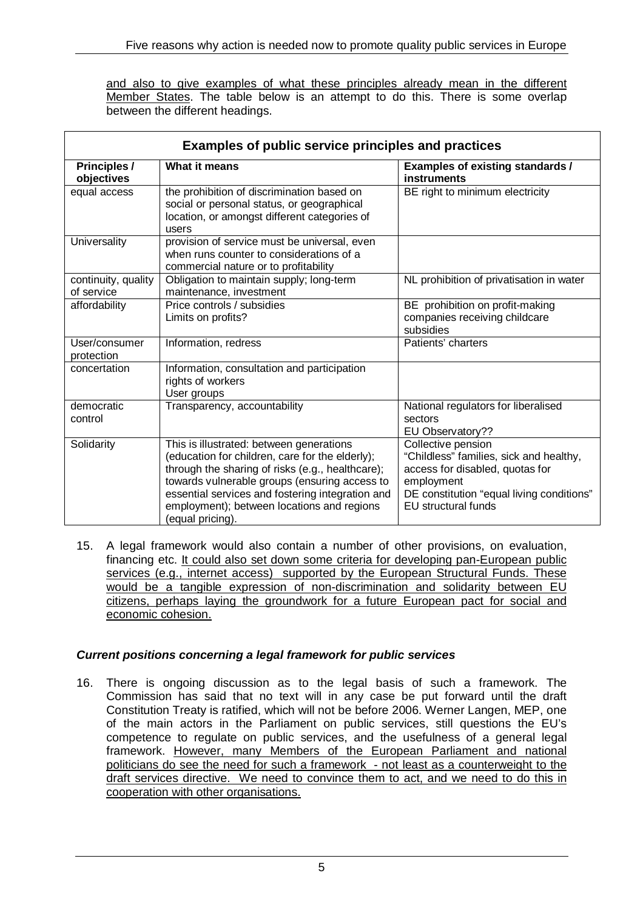and also to give examples of what these principles already mean in the different Member States. The table below is an attempt to do this. There is some overlap between the different headings.

| **Examples of public service principles and practices** | | |
|---|---|---|
| **Principles / objectives** | **What it means** | **Examples of existing standards / instruments** |
| equal access | the prohibition of discrimination based on social or personal status, or geographical location, or amongst different categories of users | BE right to minimum electricity |
| Universality | provision of service must be universal, even when runs counter to considerations of a commercial nature or to profitability | |
| continuity, quality of service | Obligation to maintain supply; long-term maintenance, investment | NL prohibition of privatisation in water |
| affordability | Price controls / subsidies<br>Limits on profits? | BE prohibition on profit-making companies receiving childcare subsidies |
| User/consumer protection | Information, redress | Patients' charters |
| concertation | Information, consultation and participation rights of workers<br>User groups | |
| democratic control | Transparency, accountability | National regulators for liberalised sectors<br>EU Observatory?? |
| Solidarity | This is illustrated: between generations (education for children, care for the elderly); through the sharing of risks (e.g., healthcare); towards vulnerable groups (ensuring access to essential services and fostering integration and employment); between locations and regions (equal pricing). | Collective pension<br>"Childless" families, sick and healthy, access for disabled, quotas for employment<br>DE constitution "equal living conditions"<br>EU structural funds |

15. A legal framework would also contain a number of other provisions, on evaluation, financing etc. It could also set down some criteria for developing pan-European public services (e.g., internet access) supported by the European Structural Funds. These would be a tangible expression of non-discrimination and solidarity between EU citizens, perhaps laying the groundwork for a future European pact for social and economic cohesion.

### *Current positions concerning a legal framework for public services*

16. There is ongoing discussion as to the legal basis of such a framework. The Commission has said that no text will in any case be put forward until the draft Constitution Treaty is ratified, which will not be before 2006. Werner Langen, MEP, one of the main actors in the Parliament on public services, still questions the EU's competence to regulate on public services, and the usefulness of a general legal framework. However, many Members of the European Parliament and national politicians do see the need for such a framework - not least as a counterweight to the draft services directive. We need to convince them to act, and we need to do this in cooperation with other organisations.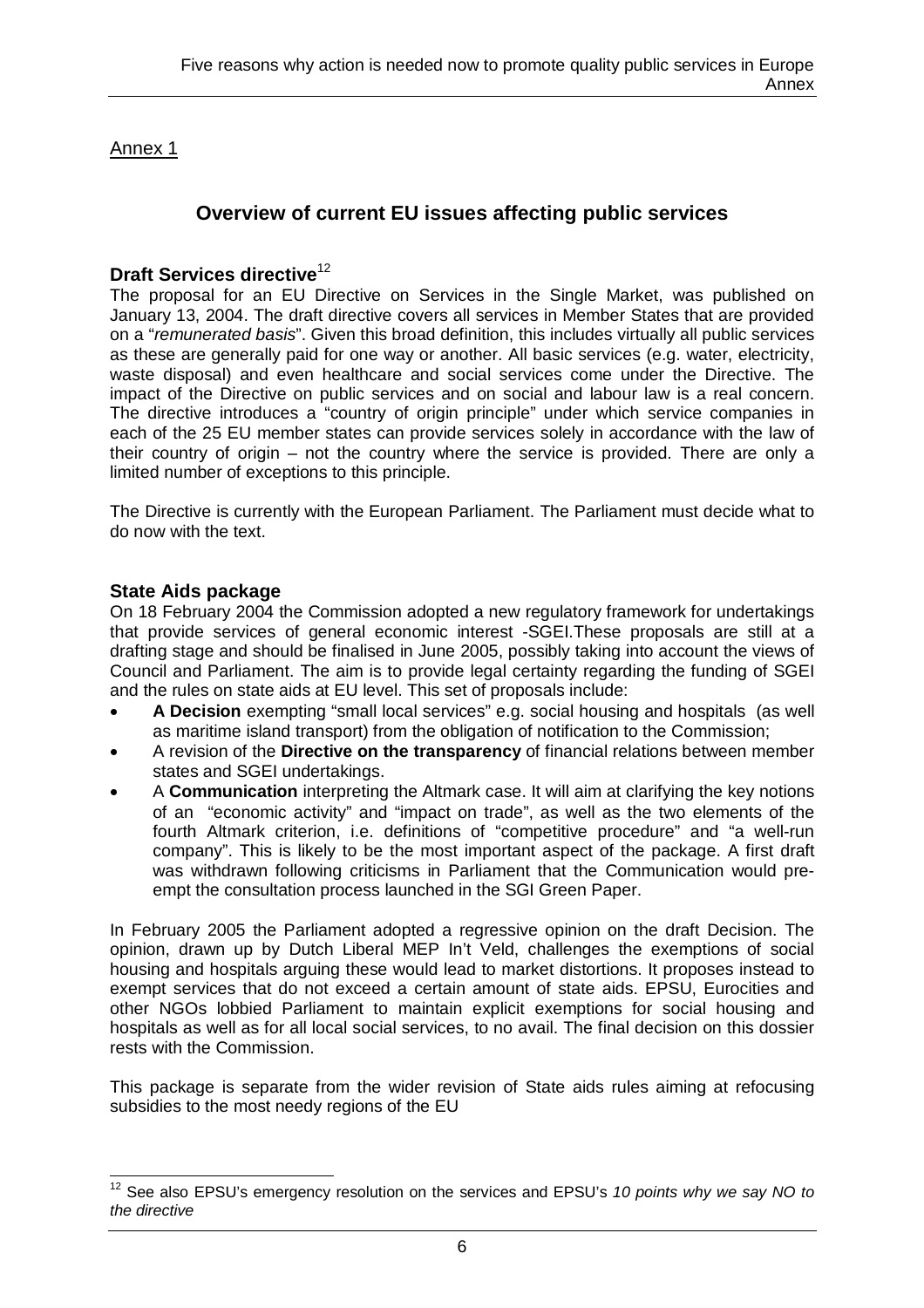Annex 1

## Overview of current EU issues affecting public services

### Draft Services directive[12]

The proposal for an EU Directive on Services in the Single Market, was published on January 13, 2004. The draft directive covers all services in Member States that are provided on a "*remunerated basis*". Given this broad definition, this includes virtually all public services as these are generally paid for one way or another. All basic services (e.g. water, electricity, waste disposal) and even healthcare and social services come under the Directive. The impact of the Directive on public services and on social and labour law is a real concern. The directive introduces a "country of origin principle" under which service companies in each of the 25 EU member states can provide services solely in accordance with the law of their country of origin – not the country where the service is provided. There are only a limited number of exceptions to this principle.

The Directive is currently with the European Parliament. The Parliament must decide what to do now with the text.

### State Aids package

On 18 February 2004 the Commission adopted a new regulatory framework for undertakings that provide services of general economic interest -SGEI.These proposals are still at a drafting stage and should be finalised in June 2005, possibly taking into account the views of Council and Parliament. The aim is to provide legal certainty regarding the funding of SGEI and the rules on state aids at EU level. This set of proposals include:

- **A Decision** exempting "small local services" e.g. social housing and hospitals (as well as maritime island transport) from the obligation of notification to the Commission;
- A revision of the **Directive on the transparency** of financial relations between member states and SGEI undertakings.
- A **Communication** interpreting the Altmark case. It will aim at clarifying the key notions of an "economic activity" and "impact on trade", as well as the two elements of the fourth Altmark criterion, i.e. definitions of "competitive procedure" and "a well-run company". This is likely to be the most important aspect of the package. A first draft was withdrawn following criticisms in Parliament that the Communication would pre-empt the consultation process launched in the SGI Green Paper.

In February 2005 the Parliament adopted a regressive opinion on the draft Decision. The opinion, drawn up by Dutch Liberal MEP In't Veld, challenges the exemptions of social housing and hospitals arguing these would lead to market distortions. It proposes instead to exempt services that do not exceed a certain amount of state aids. EPSU, Eurocities and other NGOs lobbied Parliament to maintain explicit exemptions for social housing and hospitals as well as for all local social services, to no avail. The final decision on this dossier rests with the Commission.

This package is separate from the wider revision of State aids rules aiming at refocusing subsidies to the most needy regions of the EU

---

[12] See also EPSU's emergency resolution on the services and EPSU's *10 points why we say NO to the directive*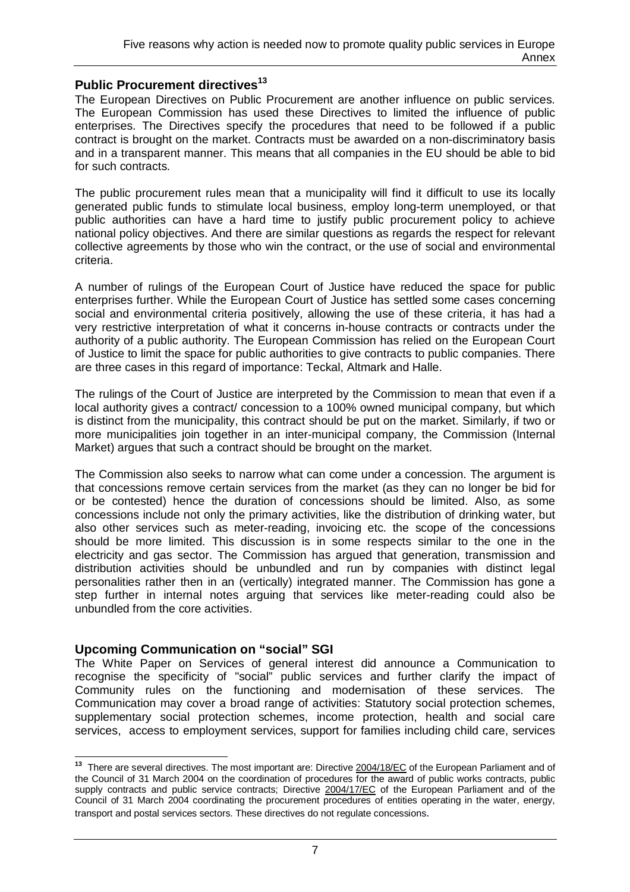## Public Procurement directives[13]

The European Directives on Public Procurement are another influence on public services. The European Commission has used these Directives to limited the influence of public enterprises. The Directives specify the procedures that need to be followed if a public contract is brought on the market. Contracts must be awarded on a non-discriminatory basis and in a transparent manner. This means that all companies in the EU should be able to bid for such contracts.

The public procurement rules mean that a municipality will find it difficult to use its locally generated public funds to stimulate local business, employ long-term unemployed, or that public authorities can have a hard time to justify public procurement policy to achieve national policy objectives. And there are similar questions as regards the respect for relevant collective agreements by those who win the contract, or the use of social and environmental criteria.

A number of rulings of the European Court of Justice have reduced the space for public enterprises further. While the European Court of Justice has settled some cases concerning social and environmental criteria positively, allowing the use of these criteria, it has had a very restrictive interpretation of what it concerns in-house contracts or contracts under the authority of a public authority. The European Commission has relied on the European Court of Justice to limit the space for public authorities to give contracts to public companies. There are three cases in this regard of importance: Teckal, Altmark and Halle.

The rulings of the Court of Justice are interpreted by the Commission to mean that even if a local authority gives a contract/ concession to a 100% owned municipal company, but which is distinct from the municipality, this contract should be put on the market. Similarly, if two or more municipalities join together in an inter-municipal company, the Commission (Internal Market) argues that such a contract should be brought on the market.

The Commission also seeks to narrow what can come under a concession. The argument is that concessions remove certain services from the market (as they can no longer be bid for or be contested) hence the duration of concessions should be limited. Also, as some concessions include not only the primary activities, like the distribution of drinking water, but also other services such as meter-reading, invoicing etc. the scope of the concessions should be more limited. This discussion is in some respects similar to the one in the electricity and gas sector. The Commission has argued that generation, transmission and distribution activities should be unbundled and run by companies with distinct legal personalities rather then in an (vertically) integrated manner. The Commission has gone a step further in internal notes arguing that services like meter-reading could also be unbundled from the core activities.

## Upcoming Communication on "social" SGI

The White Paper on Services of general interest did announce a Communication to recognise the specificity of "social" public services and further clarify the impact of Community rules on the functioning and modernisation of these services. The Communication may cover a broad range of activities: Statutory social protection schemes, supplementary social protection schemes, income protection, health and social care services, access to employment services, support for families including child care, services

[13] There are several directives. The most important are: Directive 2004/18/EC of the European Parliament and of the Council of 31 March 2004 on the coordination of procedures for the award of public works contracts, public supply contracts and public service contracts; Directive 2004/17/EC of the European Parliament and of the Council of 31 March 2004 coordinating the procurement procedures of entities operating in the water, energy, transport and postal services sectors. These directives do not regulate concessions.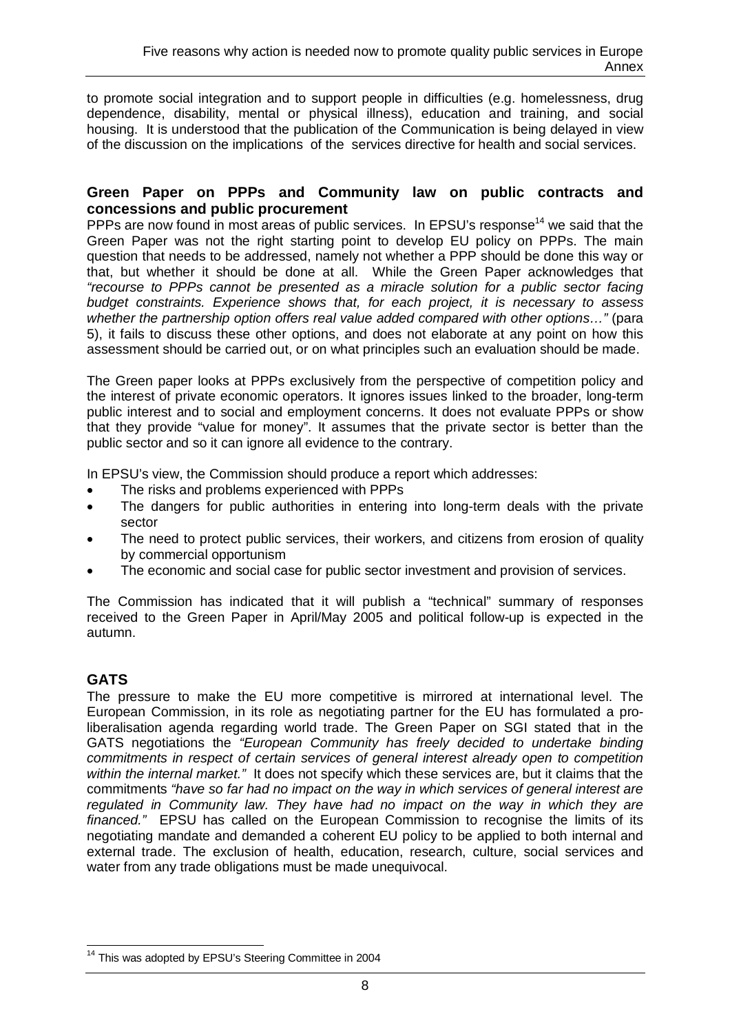to promote social integration and to support people in difficulties (e.g. homelessness, drug dependence, disability, mental or physical illness), education and training, and social housing. It is understood that the publication of the Communication is being delayed in view of the discussion on the implications of the services directive for health and social services.

## Green Paper on PPPs and Community law on public contracts and concessions and public procurement

PPPs are now found in most areas of public services. In EPSU's response[14] we said that the Green Paper was not the right starting point to develop EU policy on PPPs. The main question that needs to be addressed, namely not whether a PPP should be done this way or that, but whether it should be done at all. While the Green Paper acknowledges that *"recourse to PPPs cannot be presented as a miracle solution for a public sector facing budget constraints. Experience shows that, for each project, it is necessary to assess whether the partnership option offers real value added compared with other options…"* (para 5), it fails to discuss these other options, and does not elaborate at any point on how this assessment should be carried out, or on what principles such an evaluation should be made.

The Green paper looks at PPPs exclusively from the perspective of competition policy and the interest of private economic operators. It ignores issues linked to the broader, long-term public interest and to social and employment concerns. It does not evaluate PPPs or show that they provide "value for money". It assumes that the private sector is better than the public sector and so it can ignore all evidence to the contrary.

In EPSU's view, the Commission should produce a report which addresses:

- The risks and problems experienced with PPPs
- The dangers for public authorities in entering into long-term deals with the private sector
- The need to protect public services, their workers, and citizens from erosion of quality by commercial opportunism
- The economic and social case for public sector investment and provision of services.

The Commission has indicated that it will publish a "technical" summary of responses received to the Green Paper in April/May 2005 and political follow-up is expected in the autumn.

## GATS

The pressure to make the EU more competitive is mirrored at international level. The European Commission, in its role as negotiating partner for the EU has formulated a pro-liberalisation agenda regarding world trade. The Green Paper on SGI stated that in the GATS negotiations the *"European Community has freely decided to undertake binding commitments in respect of certain services of general interest already open to competition within the internal market."* It does not specify which these services are, but it claims that the commitments *"have so far had no impact on the way in which services of general interest are regulated in Community law. They have had no impact on the way in which they are financed."* EPSU has called on the European Commission to recognise the limits of its negotiating mandate and demanded a coherent EU policy to be applied to both internal and external trade. The exclusion of health, education, research, culture, social services and water from any trade obligations must be made unequivocal.

[14] This was adopted by EPSU's Steering Committee in 2004